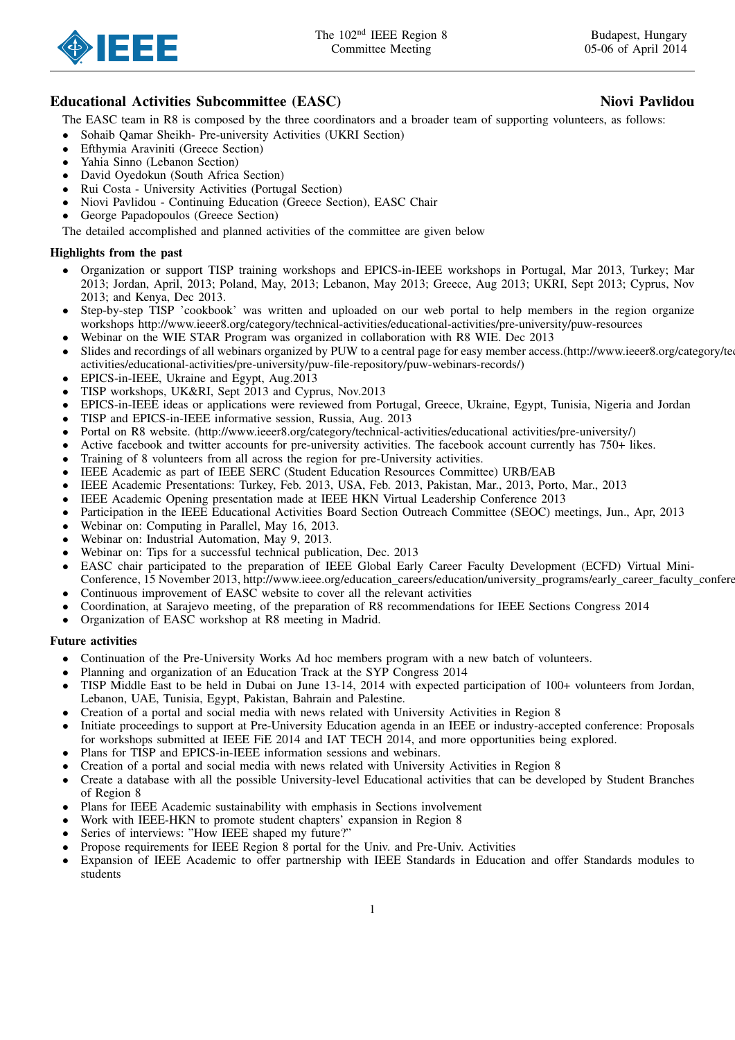## Educational Activities Subcommittee (EASC) — Niovi Pavlidou

The EASC team in R8 is composed by the three coordinators and a broader team of supporting volunteers, as follows:

- Sohaib Qamar Sheikh- Pre-university Activities (UKRI Section)
- Efthymia Araviniti (Greece Section)
- Yahia Sinno (Lebanon Section)
- David Oyedokun (South Africa Section)
- Rui Costa - University Activities (Portugal Section)
- Niovi Pavlidou - Continuing Education (Greece Section), EASC Chair
- George Papadopoulos (Greece Section)

The detailed accomplished and planned activities of the committee are given below

### Highlights from the past

- Organization or support TISP training workshops and EPICS-in-IEEE workshops in Portugal, Mar 2013, Turkey; Mar 2013; Jordan, April, 2013; Poland, May, 2013; Lebanon, May 2013; Greece, Aug 2013; UKRI, Sept 2013; Cyprus, Nov 2013; and Kenya, Dec 2013.
- Step-by-step TISP 'cookbook' was written and uploaded on our web portal to help members in the region organize workshops http://www.ieeer8.org/category/technical-activities/educational-activities/pre-university/puw-resources
- Webinar on the WIE STAR Program was organized in collaboration with R8 WIE. Dec 2013
- Slides and recordings of all webinars organized by PUW to a central page for easy member access.(http://www.ieeer8.org/category/technical-activities/educational-activities/pre-university/puw-file-repository/puw-webinars-records/)
- EPICS-in-IEEE, Ukraine and Egypt, Aug.2013
- TISP workshops, UK&RI, Sept 2013 and Cyprus, Nov.2013
- EPICS-in-IEEE ideas or applications were reviewed from Portugal, Greece, Ukraine, Egypt, Tunisia, Nigeria and Jordan
- TISP and EPICS-in-IEEE informative session, Russia, Aug. 2013
- Portal on R8 website. (http://www.ieeer8.org/category/technical-activities/educational activities/pre-university/)
- Active facebook and twitter accounts for pre-university activities. The facebook account currently has 750+ likes.
- Training of 8 volunteers from all across the region for pre-University activities.
- IEEE Academic as part of IEEE SERC (Student Education Resources Committee) URB/EAB
- IEEE Academic Presentations: Turkey, Feb. 2013, USA, Feb. 2013, Pakistan, Mar., 2013, Porto, Mar., 2013
- IEEE Academic Opening presentation made at IEEE HKN Virtual Leadership Conference 2013
- Participation in the IEEE Educational Activities Board Section Outreach Committee (SEOC) meetings, Jun., Apr, 2013
- Webinar on: Computing in Parallel, May 16, 2013.
- Webinar on: Industrial Automation, May 9, 2013.
- Webinar on: Tips for a successful technical publication, Dec. 2013
- EASC chair participated to the preparation of IEEE Global Early Career Faculty Development (ECFD) Virtual Mini-Conference, 15 November 2013, http://www.ieee.org/education_careers/education/university_programs/early_career_faculty_confere
- Continuous improvement of EASC website to cover all the relevant activities
- Coordination, at Sarajevo meeting, of the preparation of R8 recommendations for IEEE Sections Congress 2014
- Organization of EASC workshop at R8 meeting in Madrid.

### Future activities

- Continuation of the Pre-University Works Ad hoc members program with a new batch of volunteers.
- Planning and organization of an Education Track at the SYP Congress 2014
- TISP Middle East to be held in Dubai on June 13-14, 2014 with expected participation of 100+ volunteers from Jordan, Lebanon, UAE, Tunisia, Egypt, Pakistan, Bahrain and Palestine.
- Creation of a portal and social media with news related with University Activities in Region 8
- Initiate proceedings to support at Pre-University Education agenda in an IEEE or industry-accepted conference: Proposals for workshops submitted at IEEE FiE 2014 and IAT TECH 2014, and more opportunities being explored.
- Plans for TISP and EPICS-in-IEEE information sessions and webinars.
- Creation of a portal and social media with news related with University Activities in Region 8
- Create a database with all the possible University-level Educational activities that can be developed by Student Branches of Region 8
- Plans for IEEE Academic sustainability with emphasis in Sections involvement
- Work with IEEE-HKN to promote student chapters' expansion in Region 8
- Series of interviews: "How IEEE shaped my future?"
- Propose requirements for IEEE Region 8 portal for the Univ. and Pre-Univ. Activities
- Expansion of IEEE Academic to offer partnership with IEEE Standards in Education and offer Standards modules to students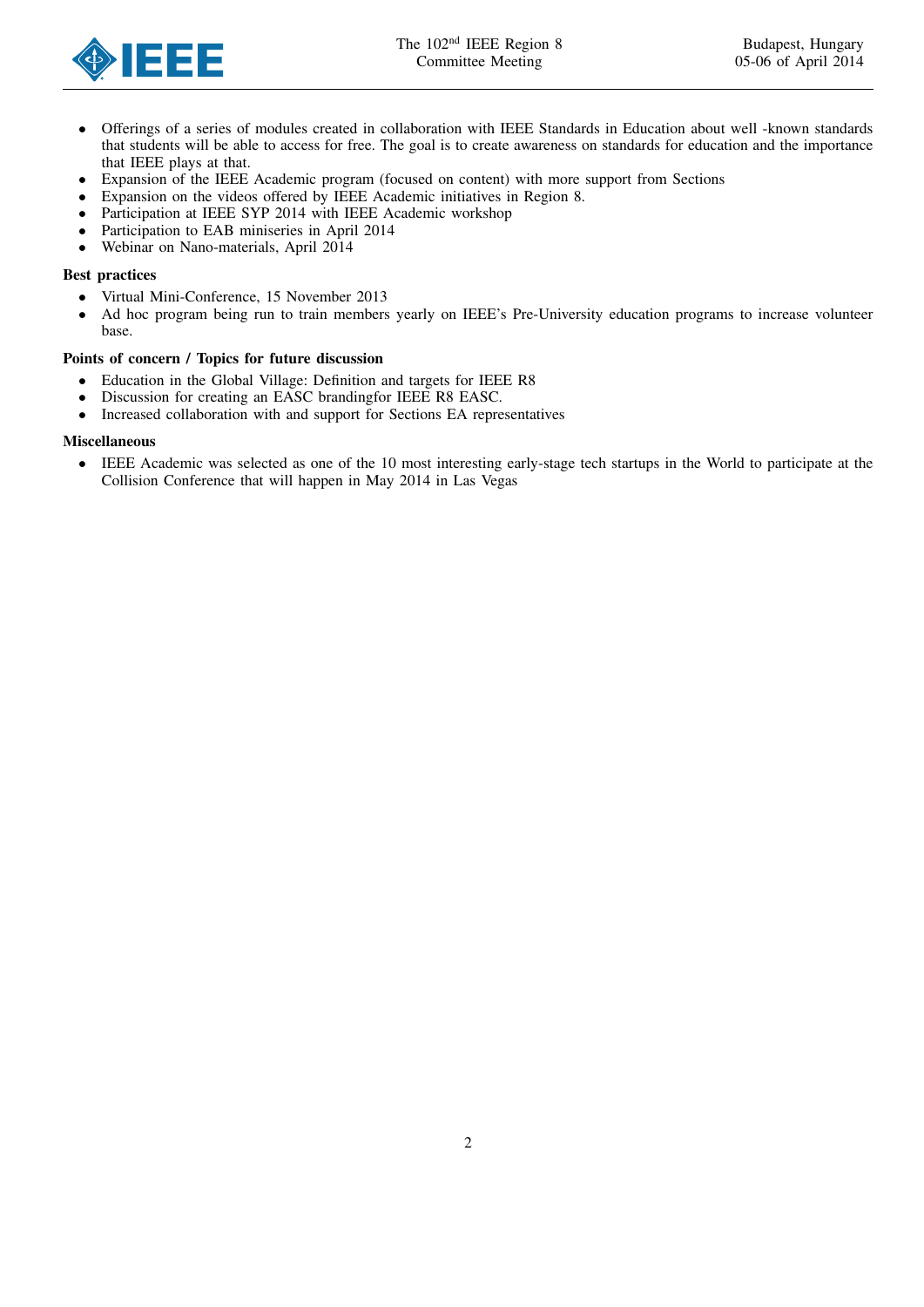- Offerings of a series of modules created in collaboration with IEEE Standards in Education about well -known standards that students will be able to access for free. The goal is to create awareness on standards for education and the importance that IEEE plays at that.
- Expansion of the IEEE Academic program (focused on content) with more support from Sections
- Expansion on the videos offered by IEEE Academic initiatives in Region 8.
- Participation at IEEE SYP 2014 with IEEE Academic workshop
- Participation to EAB miniseries in April 2014
- Webinar on Nano-materials, April 2014

**Best practices**

- Virtual Mini-Conference, 15 November 2013
- Ad hoc program being run to train members yearly on IEEE's Pre-University education programs to increase volunteer base.

**Points of concern / Topics for future discussion**

- Education in the Global Village: Definition and targets for IEEE R8
- Discussion for creating an EASC brandingfor IEEE R8 EASC.
- Increased collaboration with and support for Sections EA representatives

**Miscellaneous**

- IEEE Academic was selected as one of the 10 most interesting early-stage tech startups in the World to participate at the Collision Conference that will happen in May 2014 in Las Vegas